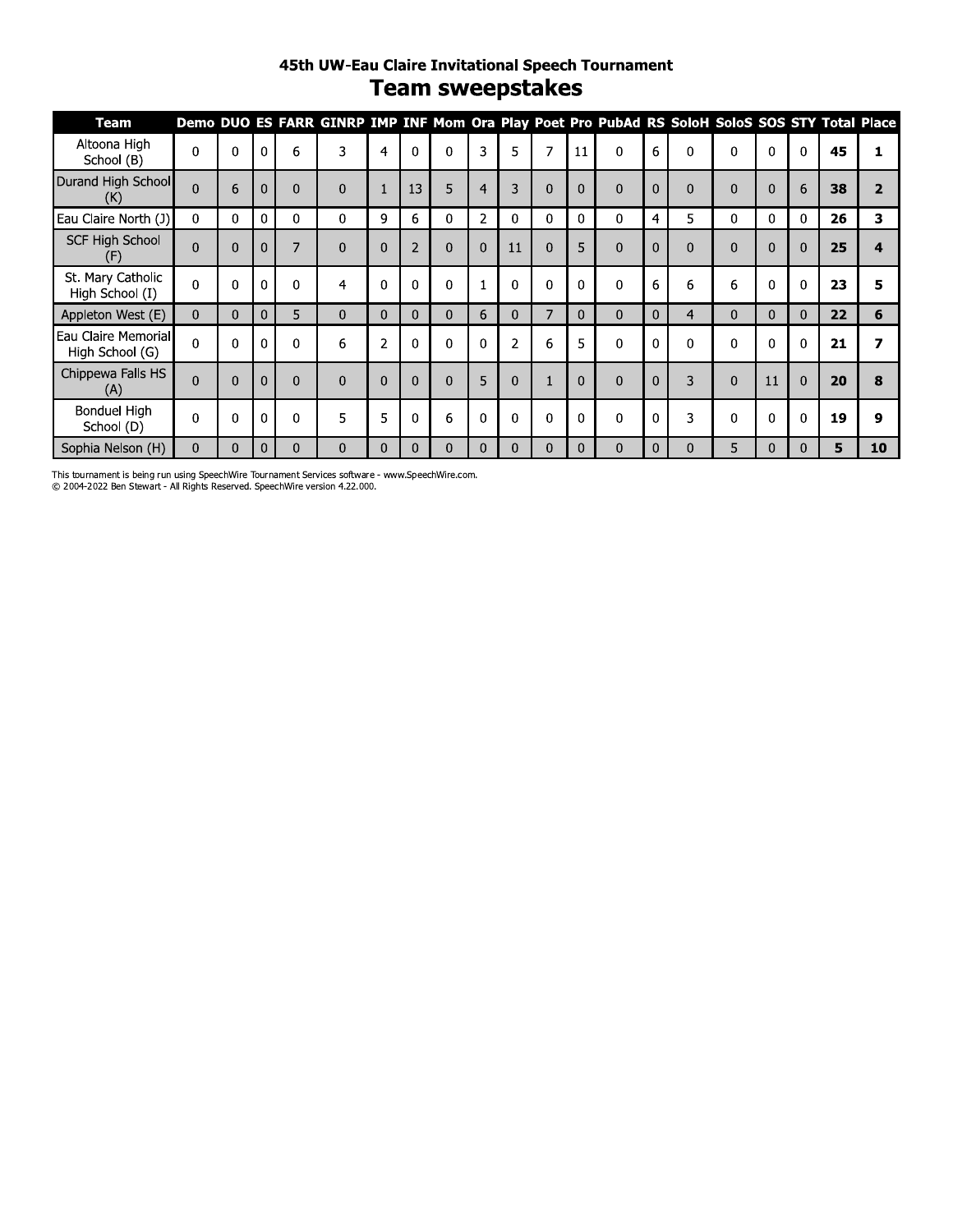## 45th UW-Eau Claire Invitational Speech Tournament

# Team sweepstakes

| Team | Demo | DUO | ES | FARR | GINRP | IMP | INF | Mom | Ora | Play | Poet | Pro | PubAd | RS | SoloH | SoloS | SOS | STY | Total | Place |
|---|---|---|---|---|---|---|---|---|---|---|---|---|---|---|---|---|---|---|---|---|
| Altoona High School (B) | 0 | 0 | 0 | 6 | 3 | 4 | 0 | 0 | 3 | 5 | 7 | 11 | 0 | 6 | 0 | 0 | 0 | 0 | **45** | **1** |
| Durand High School (K) | 0 | 6 | 0 | 0 | 0 | 1 | 13 | 5 | 4 | 3 | 0 | 0 | 0 | 0 | 0 | 0 | 0 | 6 | **38** | **2** |
| Eau Claire North (J) | 0 | 0 | 0 | 0 | 0 | 9 | 6 | 0 | 2 | 0 | 0 | 0 | 0 | 4 | 5 | 0 | 0 | 0 | **26** | **3** |
| SCF High School (F) | 0 | 0 | 0 | 7 | 0 | 0 | 2 | 0 | 0 | 11 | 0 | 5 | 0 | 0 | 0 | 0 | 0 | 0 | **25** | **4** |
| St. Mary Catholic High School (I) | 0 | 0 | 0 | 0 | 4 | 0 | 0 | 0 | 1 | 0 | 0 | 0 | 0 | 6 | 6 | 6 | 0 | 0 | **23** | **5** |
| Appleton West (E) | 0 | 0 | 0 | 5 | 0 | 0 | 0 | 0 | 6 | 0 | 7 | 0 | 0 | 0 | 4 | 0 | 0 | 0 | **22** | **6** |
| Eau Claire Memorial High School (G) | 0 | 0 | 0 | 0 | 6 | 2 | 0 | 0 | 0 | 2 | 6 | 5 | 0 | 0 | 0 | 0 | 0 | 0 | **21** | **7** |
| Chippewa Falls HS (A) | 0 | 0 | 0 | 0 | 0 | 0 | 0 | 0 | 5 | 0 | 1 | 0 | 0 | 0 | 3 | 0 | 11 | 0 | **20** | **8** |
| Bonduel High School (D) | 0 | 0 | 0 | 0 | 5 | 5 | 0 | 6 | 0 | 0 | 0 | 0 | 0 | 0 | 3 | 0 | 0 | 0 | **19** | **9** |
| Sophia Nelson (H) | 0 | 0 | 0 | 0 | 0 | 0 | 0 | 0 | 0 | 0 | 0 | 0 | 0 | 0 | 0 | 5 | 0 | 0 | **5** | **10** |

This tournament is being run using SpeechWire Tournament Services software - www.SpeechWire.com.
© 2004-2022 Ben Stewart - All Rights Reserved. SpeechWire version 4.22.000.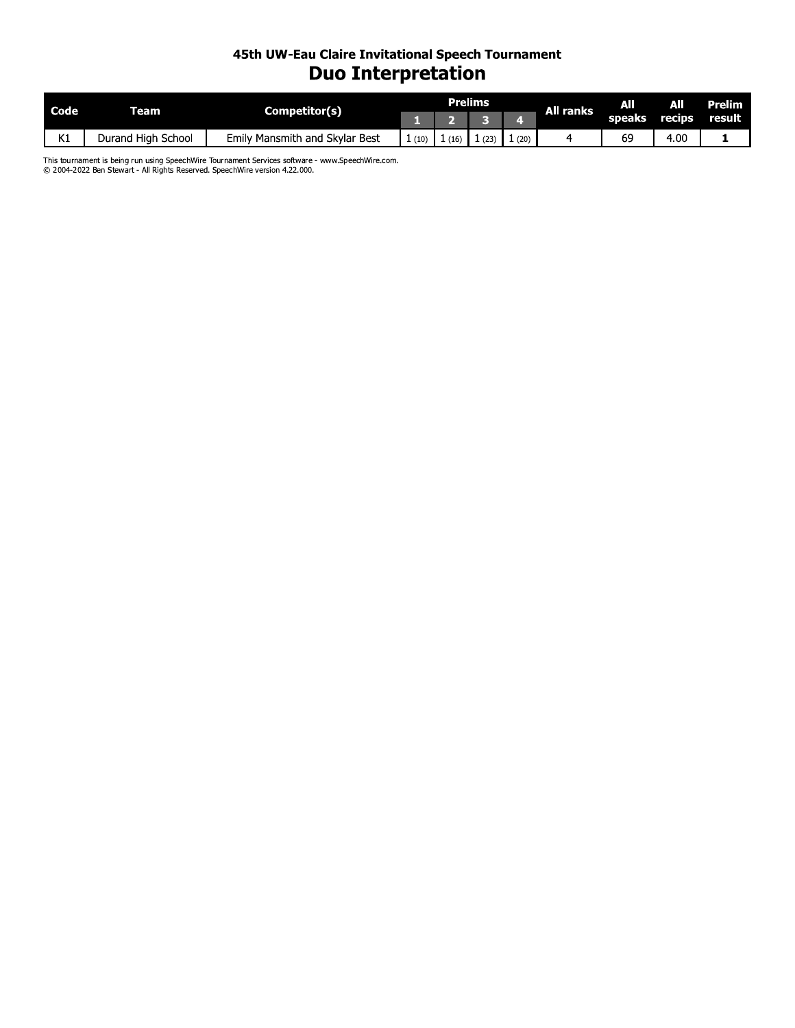### 45th UW-Eau Claire Invitational Speech Tournament

# Duo Interpretation

| Code | Team | Competitor(s) | Prelims | | | | All ranks | All speaks | All recips | Prelim result |
|---|---|---|---|---|---|---|---|---|---|---|
| | | | 1 | 2 | 3 | 4 | | | | |
| K1 | Durand High School | Emily Mansmith and Skylar Best | 1 (10) | 1 (16) | 1 (23) | 1 (20) | 4 | 69 | 4.00 | **1** |

This tournament is being run using SpeechWire Tournament Services software - www.SpeechWire.com.
© 2004-2022 Ben Stewart - All Rights Reserved. SpeechWire version 4.22.000.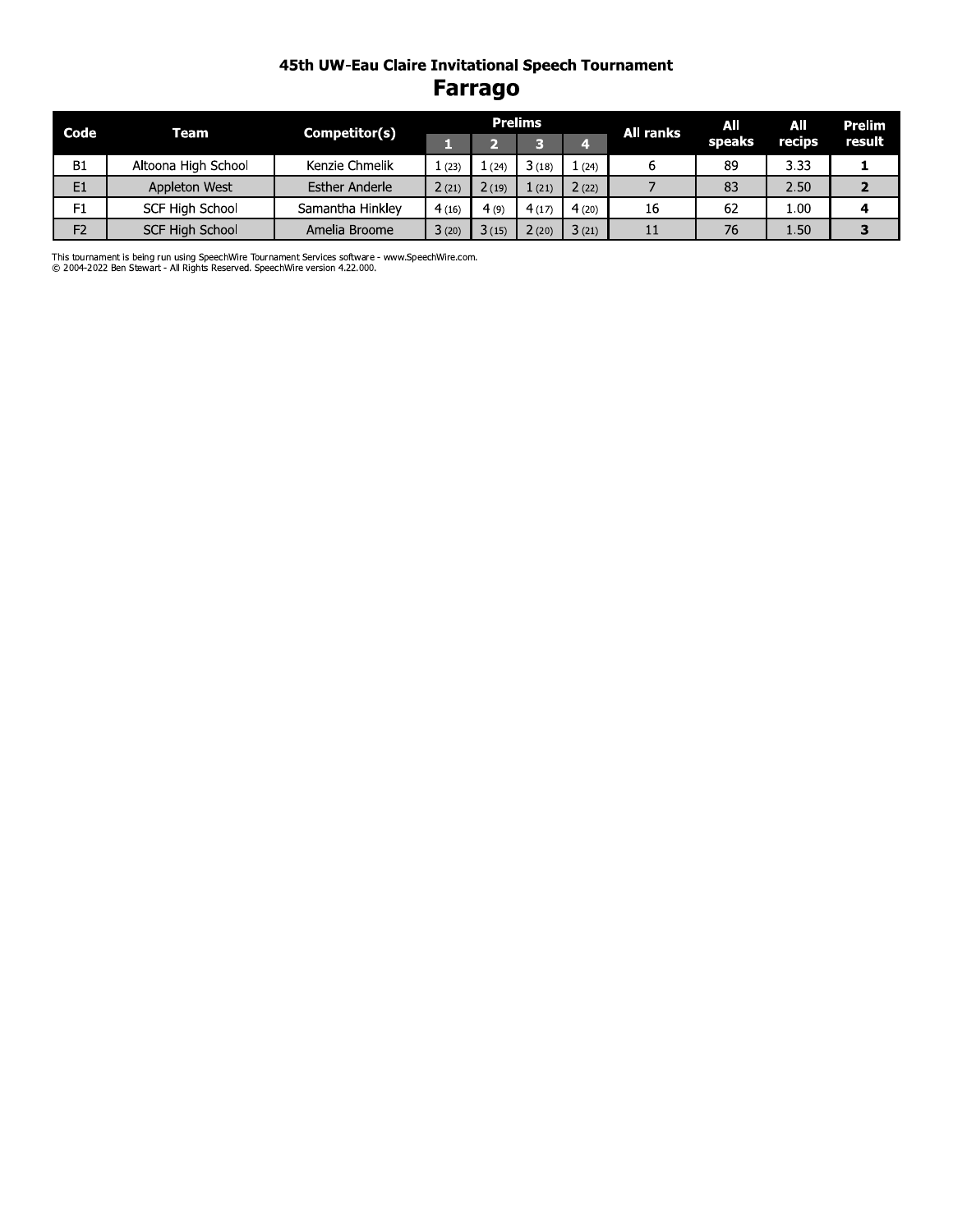### 45th UW-Eau Claire Invitational Speech Tournament

# Farrago

| Code | Team | Competitor(s) | Prelims | | | | All ranks | All speaks | All recips | Prelim result |
|---|---|---|---|---|---|---|---|---|---|---|
| | | | 1 | 2 | 3 | 4 | | | | |
| B1 | Altoona High School | Kenzie Chmelik | 1 (23) | 1 (24) | 3 (18) | 1 (24) | 6 | 89 | 3.33 | **1** |
| E1 | Appleton West | Esther Anderle | 2 (21) | 2 (19) | 1 (21) | 2 (22) | 7 | 83 | 2.50 | **2** |
| F1 | SCF High School | Samantha Hinkley | 4 (16) | 4 (9) | 4 (17) | 4 (20) | 16 | 62 | 1.00 | **4** |
| F2 | SCF High School | Amelia Broome | 3 (20) | 3 (15) | 2 (20) | 3 (21) | 11 | 76 | 1.50 | **3** |

This tournament is being run using SpeechWire Tournament Services software - www.SpeechWire.com.
© 2004-2022 Ben Stewart - All Rights Reserved. SpeechWire version 4.22.000.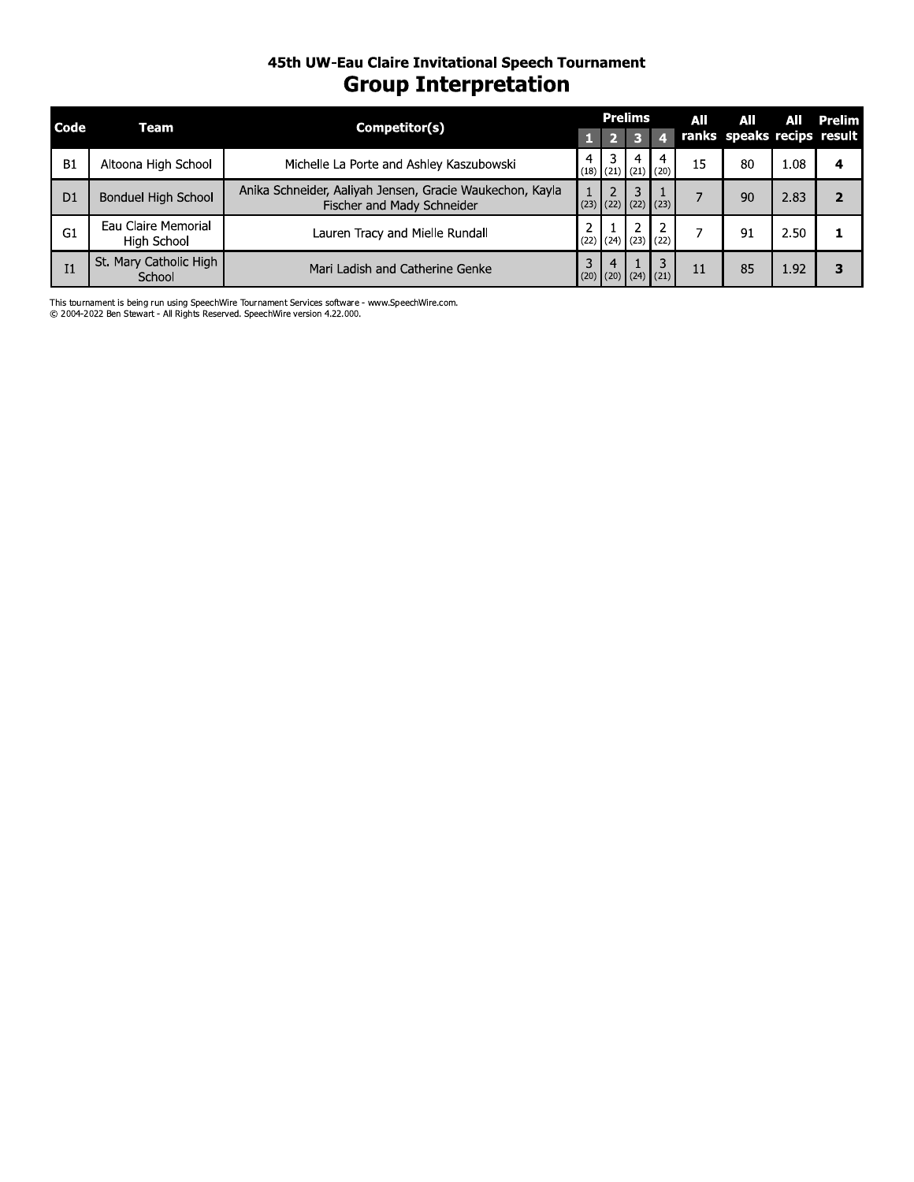## 45th UW-Eau Claire Invitational Speech Tournament

# Group Interpretation

| Code | Team | Competitor(s) | Prelims 1 | Prelims 2 | Prelims 3 | Prelims 4 | All ranks | All speaks | All recips | Prelim result |
|---|---|---|---|---|---|---|---|---|---|---|
| B1 | Altoona High School | Michelle La Porte and Ashley Kaszubowski | 4 (18) | 3 (21) | 4 (21) | 4 (20) | 15 | 80 | 1.08 | **4** |
| D1 | Bonduel High School | Anika Schneider, Aaliyah Jensen, Gracie Waukechon, Kayla Fischer and Mady Schneider | 1 (23) | 2 (22) | 3 (22) | 1 (23) | 7 | 90 | 2.83 | **2** |
| G1 | Eau Claire Memorial High School | Lauren Tracy and Mielle Rundall | 2 (22) | 1 (24) | 2 (23) | 2 (22) | 7 | 91 | 2.50 | **1** |
| I1 | St. Mary Catholic High School | Mari Ladish and Catherine Genke | 3 (20) | 4 (20) | 1 (24) | 3 (21) | 11 | 85 | 1.92 | **3** |

This tournament is being run using SpeechWire Tournament Services software - www.SpeechWire.com.
© 2004-2022 Ben Stewart - All Rights Reserved. SpeechWire version 4.22.000.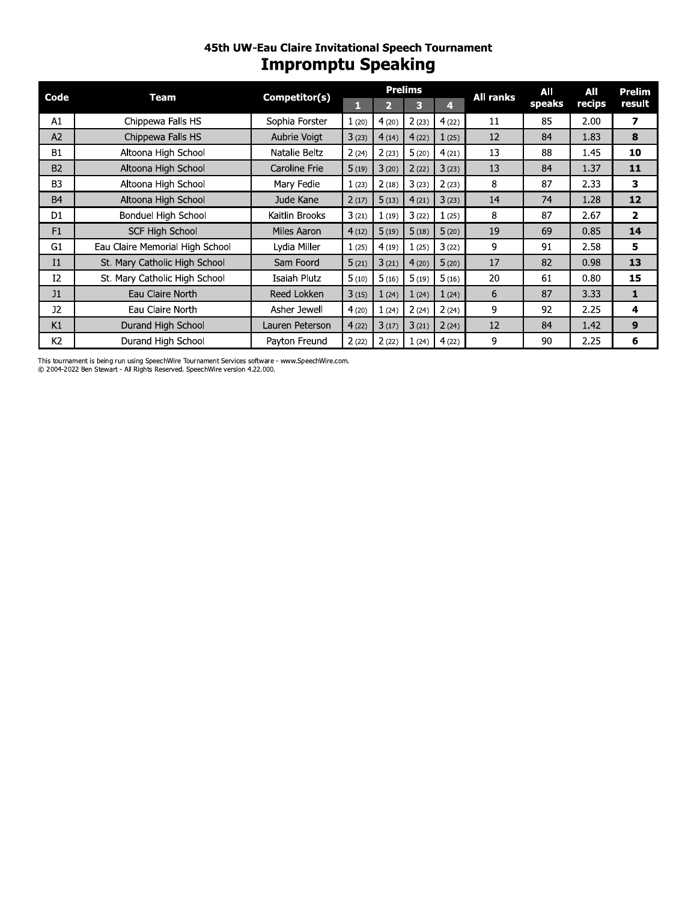### 45th UW-Eau Claire Invitational Speech Tournament

# Impromptu Speaking

| Code | Team | Competitor(s) | Prelims | | | | All ranks | All speaks | All recips | Prelim result |
|---|---|---|---|---|---|---|---|---|---|---|
| | | | 1 | 2 | 3 | 4 | | | | |
| A1 | Chippewa Falls HS | Sophia Forster | 1 (20) | 4 (20) | 2 (23) | 4 (22) | 11 | 85 | 2.00 | **7** |
| A2 | Chippewa Falls HS | Aubrie Voigt | 3 (23) | 4 (14) | 4 (22) | 1 (25) | 12 | 84 | 1.83 | **8** |
| B1 | Altoona High School | Natalie Beltz | 2 (24) | 2 (23) | 5 (20) | 4 (21) | 13 | 88 | 1.45 | **10** |
| B2 | Altoona High School | Caroline Frie | 5 (19) | 3 (20) | 2 (22) | 3 (23) | 13 | 84 | 1.37 | **11** |
| B3 | Altoona High School | Mary Fedie | 1 (23) | 2 (18) | 3 (23) | 2 (23) | 8 | 87 | 2.33 | **3** |
| B4 | Altoona High School | Jude Kane | 2 (17) | 5 (13) | 4 (21) | 3 (23) | 14 | 74 | 1.28 | **12** |
| D1 | Bonduel High School | Kaitlin Brooks | 3 (21) | 1 (19) | 3 (22) | 1 (25) | 8 | 87 | 2.67 | **2** |
| F1 | SCF High School | Miles Aaron | 4 (12) | 5 (19) | 5 (18) | 5 (20) | 19 | 69 | 0.85 | **14** |
| G1 | Eau Claire Memorial High School | Lydia Miller | 1 (25) | 4 (19) | 1 (25) | 3 (22) | 9 | 91 | 2.58 | **5** |
| I1 | St. Mary Catholic High School | Sam Foord | 5 (21) | 3 (21) | 4 (20) | 5 (20) | 17 | 82 | 0.98 | **13** |
| I2 | St. Mary Catholic High School | Isaiah Plutz | 5 (10) | 5 (16) | 5 (19) | 5 (16) | 20 | 61 | 0.80 | **15** |
| J1 | Eau Claire North | Reed Lokken | 3 (15) | 1 (24) | 1 (24) | 1 (24) | 6 | 87 | 3.33 | **1** |
| J2 | Eau Claire North | Asher Jewell | 4 (20) | 1 (24) | 2 (24) | 2 (24) | 9 | 92 | 2.25 | **4** |
| K1 | Durand High School | Lauren Peterson | 4 (22) | 3 (17) | 3 (21) | 2 (24) | 12 | 84 | 1.42 | **9** |
| K2 | Durand High School | Payton Freund | 2 (22) | 2 (22) | 1 (24) | 4 (22) | 9 | 90 | 2.25 | **6** |

This tournament is being run using SpeechWire Tournament Services software - www.SpeechWire.com.
© 2004-2022 Ben Stewart - All Rights Reserved. SpeechWire version 4.22.000.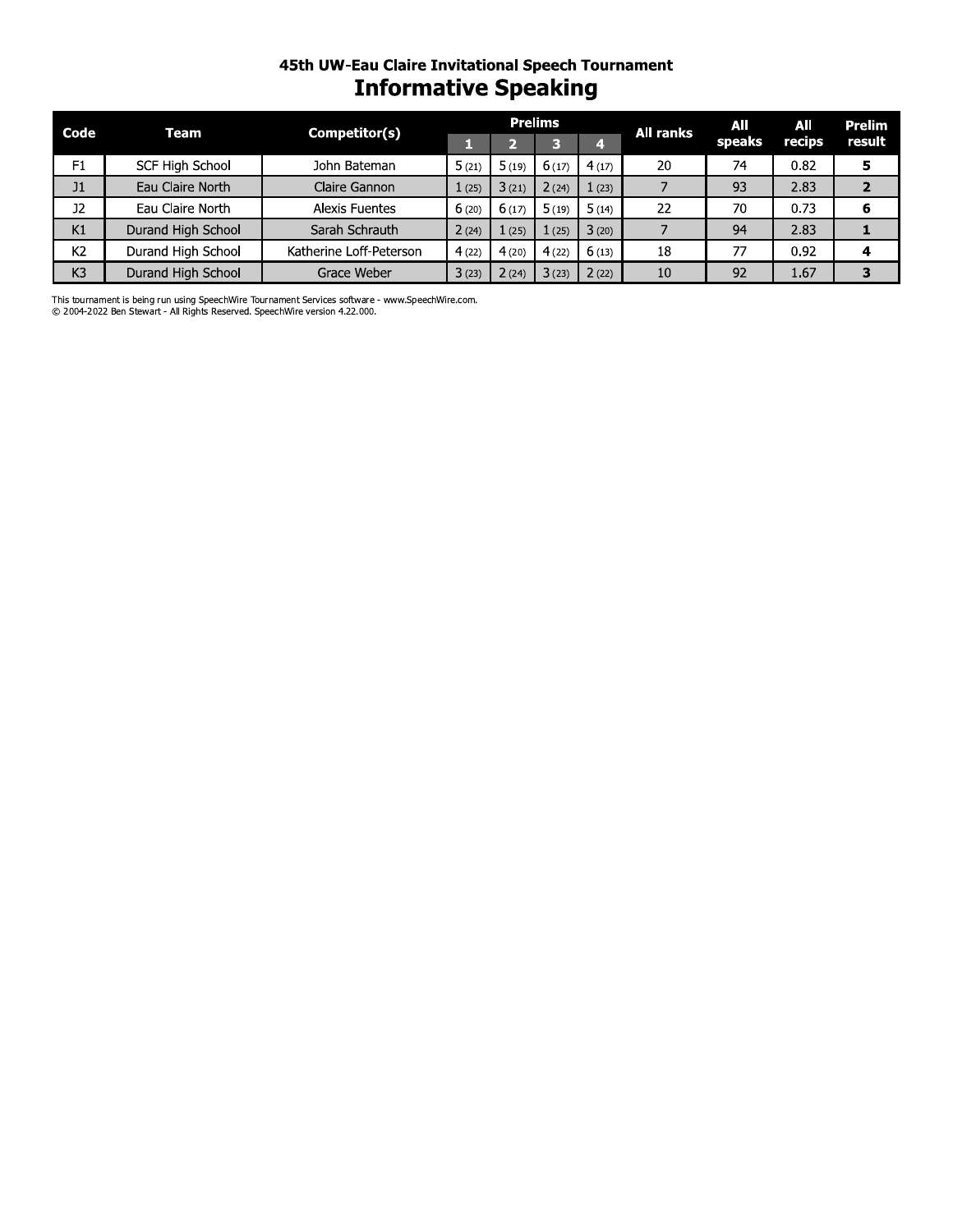# 45th UW-Eau Claire Invitational Speech Tournament

## Informative Speaking

| Code | Team | Competitor(s) | Prelims 1 | Prelims 2 | Prelims 3 | Prelims 4 | All ranks | All speaks | All recips | Prelim result |
|---|---|---|---|---|---|---|---|---|---|---|
| F1 | SCF High School | John Bateman | 5 (21) | 5 (19) | 6 (17) | 4 (17) | 20 | 74 | 0.82 | **5** |
| J1 | Eau Claire North | Claire Gannon | 1 (25) | 3 (21) | 2 (24) | 1 (23) | 7 | 93 | 2.83 | **2** |
| J2 | Eau Claire North | Alexis Fuentes | 6 (20) | 6 (17) | 5 (19) | 5 (14) | 22 | 70 | 0.73 | **6** |
| K1 | Durand High School | Sarah Schrauth | 2 (24) | 1 (25) | 1 (25) | 3 (20) | 7 | 94 | 2.83 | **1** |
| K2 | Durand High School | Katherine Loff-Peterson | 4 (22) | 4 (20) | 4 (22) | 6 (13) | 18 | 77 | 0.92 | **4** |
| K3 | Durand High School | Grace Weber | 3 (23) | 2 (24) | 3 (23) | 2 (22) | 10 | 92 | 1.67 | **3** |

This tournament is being run using SpeechWire Tournament Services software - www.SpeechWire.com.
© 2004-2022 Ben Stewart - All Rights Reserved. SpeechWire version 4.22.000.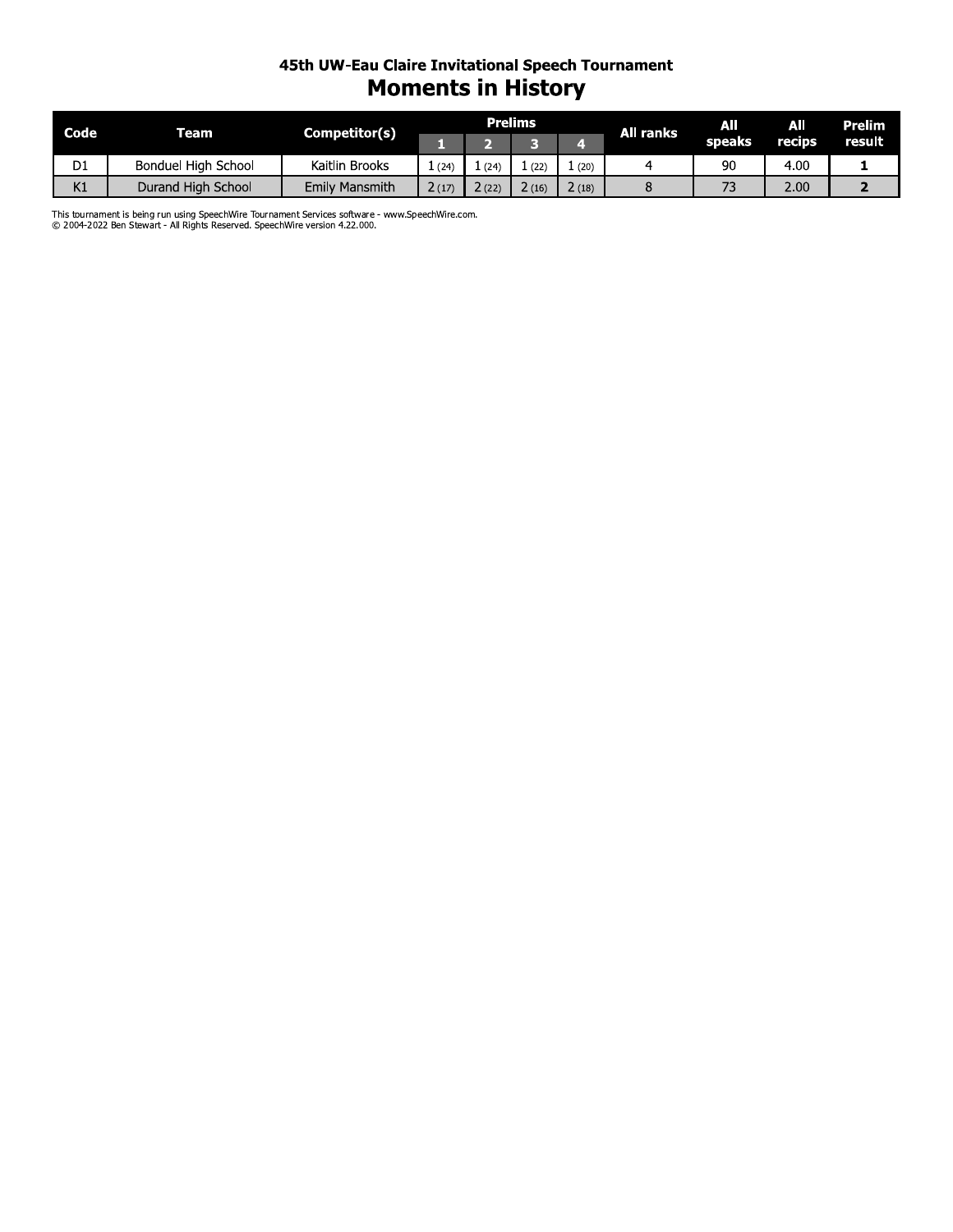## 45th UW-Eau Claire Invitational Speech Tournament

# Moments in History

| Code | Team | Competitor(s) | Prelims | | | | All ranks | All speaks | All recips | Prelim result |
|---|---|---|---|---|---|---|---|---|---|---|
| | | | 1 | 2 | 3 | 4 | | | | |
| D1 | Bonduel High School | Kaitlin Brooks | 1 (24) | 1 (24) | 1 (22) | 1 (20) | 4 | 90 | 4.00 | **1** |
| K1 | Durand High School | Emily Mansmith | 2 (17) | 2 (22) | 2 (16) | 2 (18) | 8 | 73 | 2.00 | **2** |

This tournament is being run using SpeechWire Tournament Services software - www.SpeechWire.com.
© 2004-2022 Ben Stewart - All Rights Reserved. SpeechWire version 4.22.000.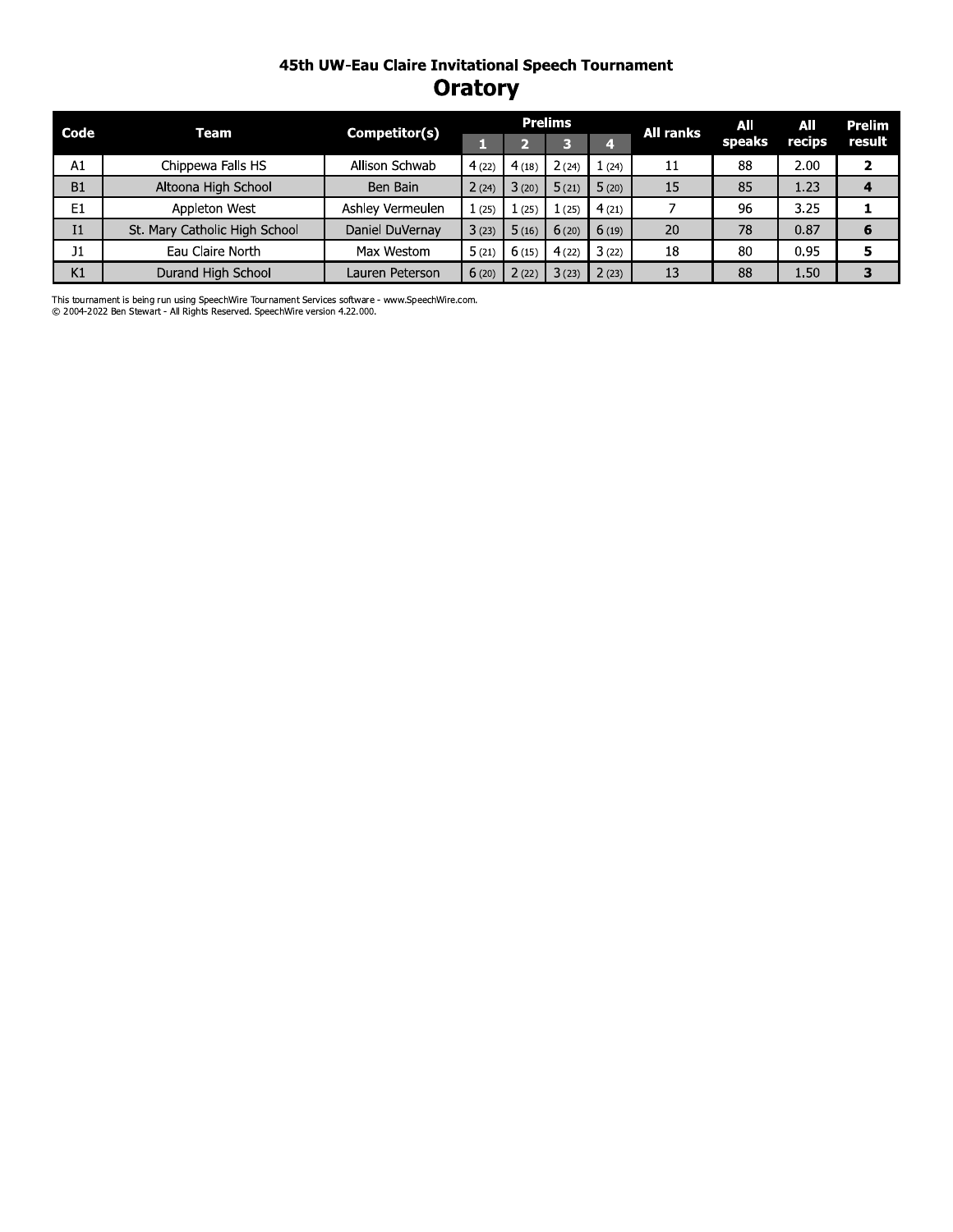### 45th UW-Eau Claire Invitational Speech Tournament

# Oratory

| Code | Team | Competitor(s) | Prelims | | | | All ranks | All speaks | All recips | Prelim result |
|---|---|---|---|---|---|---|---|---|---|---|
| | | | 1 | 2 | 3 | 4 | | | | |
| A1 | Chippewa Falls HS | Allison Schwab | 4 (22) | 4 (18) | 2 (24) | 1 (24) | 11 | 88 | 2.00 | **2** |
| B1 | Altoona High School | Ben Bain | 2 (24) | 3 (20) | 5 (21) | 5 (20) | 15 | 85 | 1.23 | **4** |
| E1 | Appleton West | Ashley Vermeulen | 1 (25) | 1 (25) | 1 (25) | 4 (21) | 7 | 96 | 3.25 | **1** |
| I1 | St. Mary Catholic High School | Daniel DuVernay | 3 (23) | 5 (16) | 6 (20) | 6 (19) | 20 | 78 | 0.87 | **6** |
| J1 | Eau Claire North | Max Westom | 5 (21) | 6 (15) | 4 (22) | 3 (22) | 18 | 80 | 0.95 | **5** |
| K1 | Durand High School | Lauren Peterson | 6 (20) | 2 (22) | 3 (23) | 2 (23) | 13 | 88 | 1.50 | **3** |

This tournament is being run using SpeechWire Tournament Services software - www.SpeechWire.com.
© 2004-2022 Ben Stewart - All Rights Reserved. SpeechWire version 4.22.000.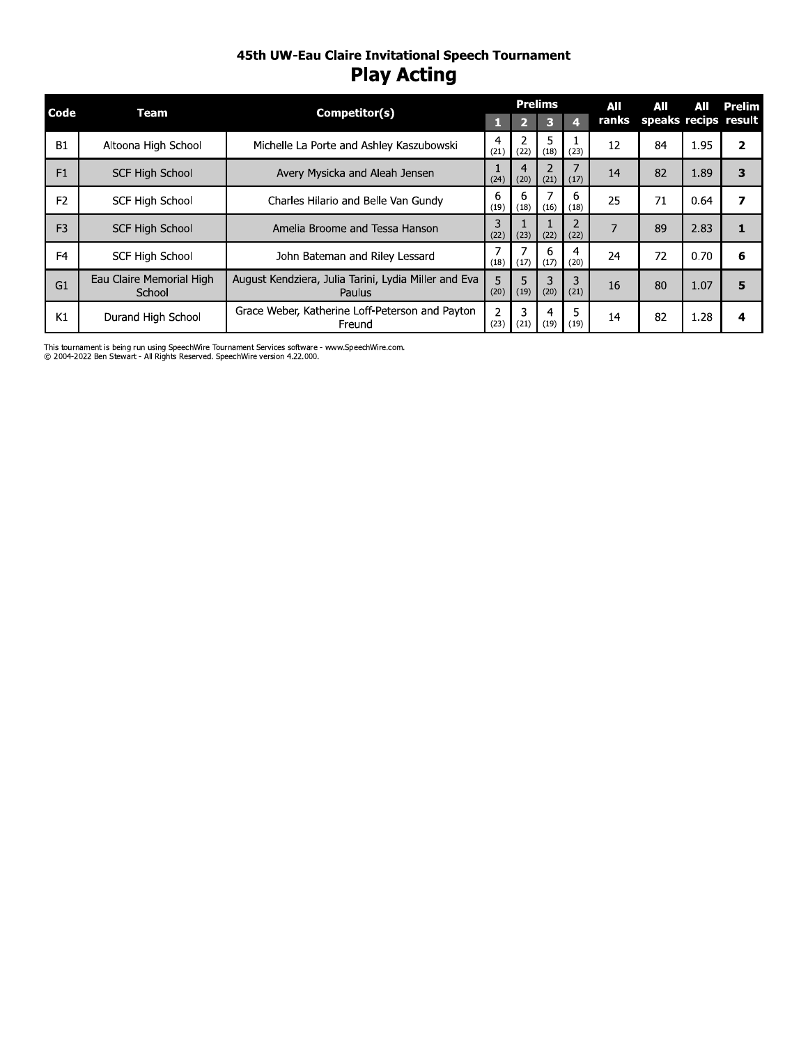## 45th UW-Eau Claire Invitational Speech Tournament

# Play Acting

| Code | Team | Competitor(s) | Prelims 1 | Prelims 2 | Prelims 3 | Prelims 4 | All ranks | All speaks | All recips | Prelim result |
|---|---|---|---|---|---|---|---|---|---|---|
| B1 | Altoona High School | Michelle La Porte and Ashley Kaszubowski | 4 (21) | 2 (22) | 5 (18) | 1 (23) | 12 | 84 | 1.95 | **2** |
| F1 | SCF High School | Avery Mysicka and Aleah Jensen | 1 (24) | 4 (20) | 2 (21) | 7 (17) | 14 | 82 | 1.89 | **3** |
| F2 | SCF High School | Charles Hilario and Belle Van Gundy | 6 (19) | 6 (18) | 7 (16) | 6 (18) | 25 | 71 | 0.64 | **7** |
| F3 | SCF High School | Amelia Broome and Tessa Hanson | 3 (22) | 1 (23) | 1 (22) | 2 (22) | 7 | 89 | 2.83 | **1** |
| F4 | SCF High School | John Bateman and Riley Lessard | 7 (18) | 7 (17) | 6 (17) | 4 (20) | 24 | 72 | 0.70 | **6** |
| G1 | Eau Claire Memorial High School | August Kendziera, Julia Tarini, Lydia Miller and Eva Paulus | 5 (20) | 5 (19) | 3 (20) | 3 (21) | 16 | 80 | 1.07 | **5** |
| K1 | Durand High School | Grace Weber, Katherine Loff-Peterson and Payton Freund | 2 (23) | 3 (21) | 4 (19) | 5 (19) | 14 | 82 | 1.28 | **4** |

This tournament is being run using SpeechWire Tournament Services software - www.SpeechWire.com.
© 2004-2022 Ben Stewart - All Rights Reserved. SpeechWire version 4.22.000.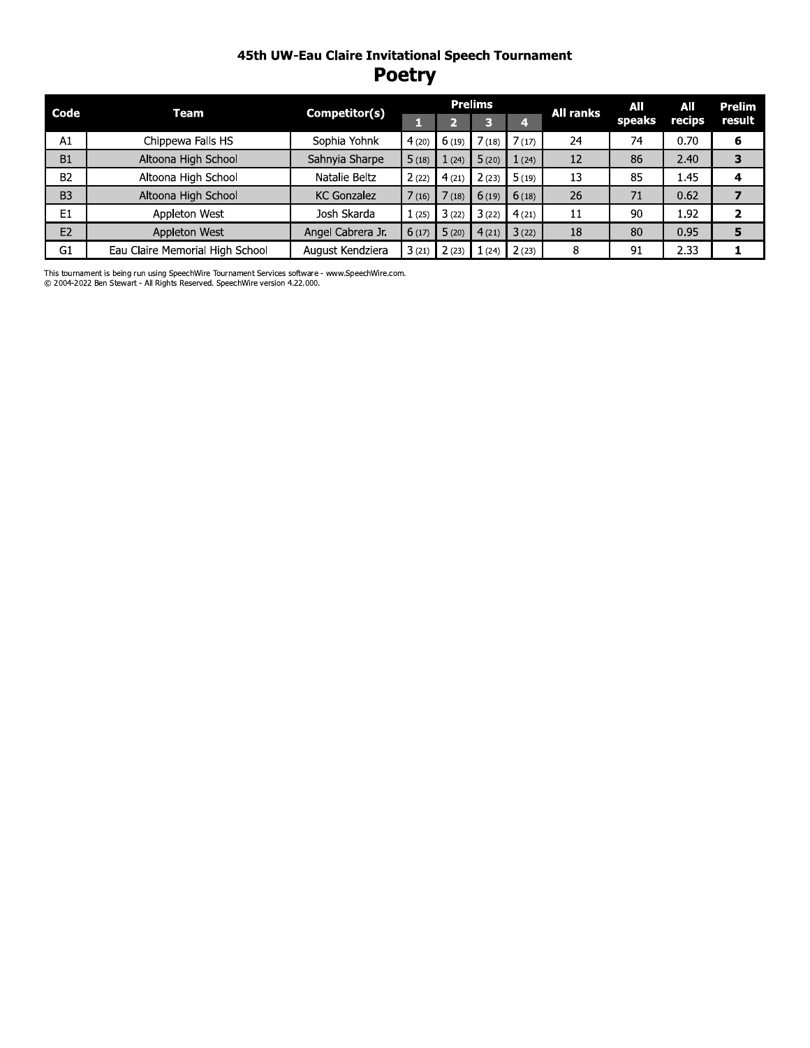# 45th UW-Eau Claire Invitational Speech Tournament

## Poetry

| Code | Team | Competitor(s) | Prelims | | | | All ranks | All speaks | All recips | Prelim result |
|---|---|---|---|---|---|---|---|---|---|---|
| | | | 1 | 2 | 3 | 4 | | | | |
| A1 | Chippewa Falls HS | Sophia Yohnk | 4 (20) | 6 (19) | 7 (18) | 7 (17) | 24 | 74 | 0.70 | **6** |
| B1 | Altoona High School | Sahnyia Sharpe | 5 (18) | 1 (24) | 5 (20) | 1 (24) | 12 | 86 | 2.40 | **3** |
| B2 | Altoona High School | Natalie Beltz | 2 (22) | 4 (21) | 2 (23) | 5 (19) | 13 | 85 | 1.45 | **4** |
| B3 | Altoona High School | KC Gonzalez | 7 (16) | 7 (18) | 6 (19) | 6 (18) | 26 | 71 | 0.62 | **7** |
| E1 | Appleton West | Josh Skarda | 1 (25) | 3 (22) | 3 (22) | 4 (21) | 11 | 90 | 1.92 | **2** |
| E2 | Appleton West | Angel Cabrera Jr. | 6 (17) | 5 (20) | 4 (21) | 3 (22) | 18 | 80 | 0.95 | **5** |
| G1 | Eau Claire Memorial High School | August Kendziera | 3 (21) | 2 (23) | 1 (24) | 2 (23) | 8 | 91 | 2.33 | **1** |

This tournament is being run using SpeechWire Tournament Services software - www.SpeechWire.com.
© 2004-2022 Ben Stewart - All Rights Reserved. SpeechWire version 4.22.000.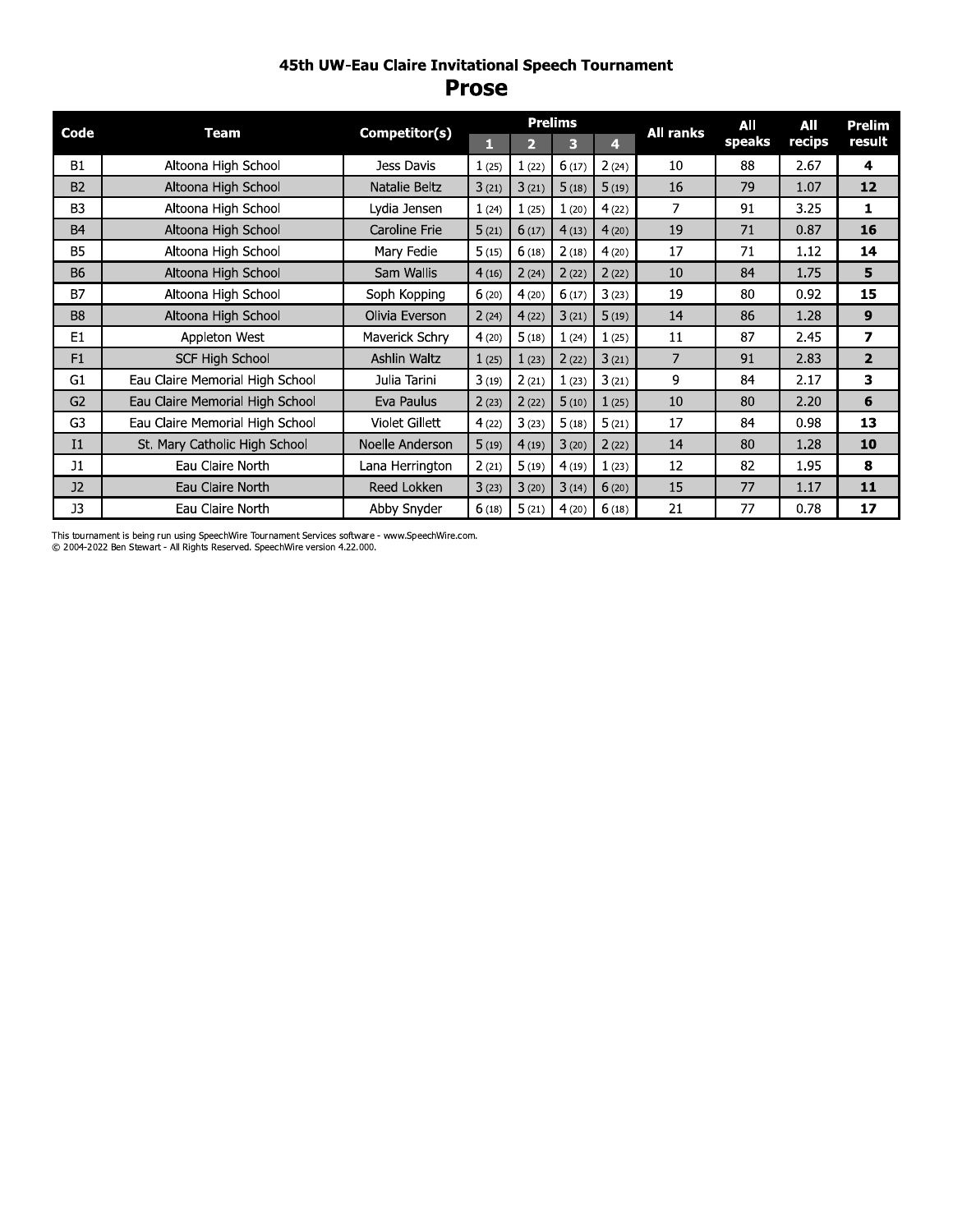## 45th UW-Eau Claire Invitational Speech Tournament

# Prose

| Code | Team | Competitor(s) | Prelims | | | | All ranks | All speaks | All recips | Prelim result |
|---|---|---|---|---|---|---|---|---|---|---|
| | | | 1 | 2 | 3 | 4 | | | | |
| B1 | Altoona High School | Jess Davis | 1 (25) | 1 (22) | 6 (17) | 2 (24) | 10 | 88 | 2.67 | **4** |
| B2 | Altoona High School | Natalie Beltz | 3 (21) | 3 (21) | 5 (18) | 5 (19) | 16 | 79 | 1.07 | **12** |
| B3 | Altoona High School | Lydia Jensen | 1 (24) | 1 (25) | 1 (20) | 4 (22) | 7 | 91 | 3.25 | **1** |
| B4 | Altoona High School | Caroline Frie | 5 (21) | 6 (17) | 4 (13) | 4 (20) | 19 | 71 | 0.87 | **16** |
| B5 | Altoona High School | Mary Fedie | 5 (15) | 6 (18) | 2 (18) | 4 (20) | 17 | 71 | 1.12 | **14** |
| B6 | Altoona High School | Sam Wallis | 4 (16) | 2 (24) | 2 (22) | 2 (22) | 10 | 84 | 1.75 | **5** |
| B7 | Altoona High School | Soph Kopping | 6 (20) | 4 (20) | 6 (17) | 3 (23) | 19 | 80 | 0.92 | **15** |
| B8 | Altoona High School | Olivia Everson | 2 (24) | 4 (22) | 3 (21) | 5 (19) | 14 | 86 | 1.28 | **9** |
| E1 | Appleton West | Maverick Schry | 4 (20) | 5 (18) | 1 (24) | 1 (25) | 11 | 87 | 2.45 | **7** |
| F1 | SCF High School | Ashlin Waltz | 1 (25) | 1 (23) | 2 (22) | 3 (21) | 7 | 91 | 2.83 | **2** |
| G1 | Eau Claire Memorial High School | Julia Tarini | 3 (19) | 2 (21) | 1 (23) | 3 (21) | 9 | 84 | 2.17 | **3** |
| G2 | Eau Claire Memorial High School | Eva Paulus | 2 (23) | 2 (22) | 5 (10) | 1 (25) | 10 | 80 | 2.20 | **6** |
| G3 | Eau Claire Memorial High School | Violet Gillett | 4 (22) | 3 (23) | 5 (18) | 5 (21) | 17 | 84 | 0.98 | **13** |
| I1 | St. Mary Catholic High School | Noelle Anderson | 5 (19) | 4 (19) | 3 (20) | 2 (22) | 14 | 80 | 1.28 | **10** |
| J1 | Eau Claire North | Lana Herrington | 2 (21) | 5 (19) | 4 (19) | 1 (23) | 12 | 82 | 1.95 | **8** |
| J2 | Eau Claire North | Reed Lokken | 3 (23) | 3 (20) | 3 (14) | 6 (20) | 15 | 77 | 1.17 | **11** |
| J3 | Eau Claire North | Abby Snyder | 6 (18) | 5 (21) | 4 (20) | 6 (18) | 21 | 77 | 0.78 | **17** |

This tournament is being run using SpeechWire Tournament Services software - www.SpeechWire.com.
© 2004-2022 Ben Stewart - All Rights Reserved. SpeechWire version 4.22.000.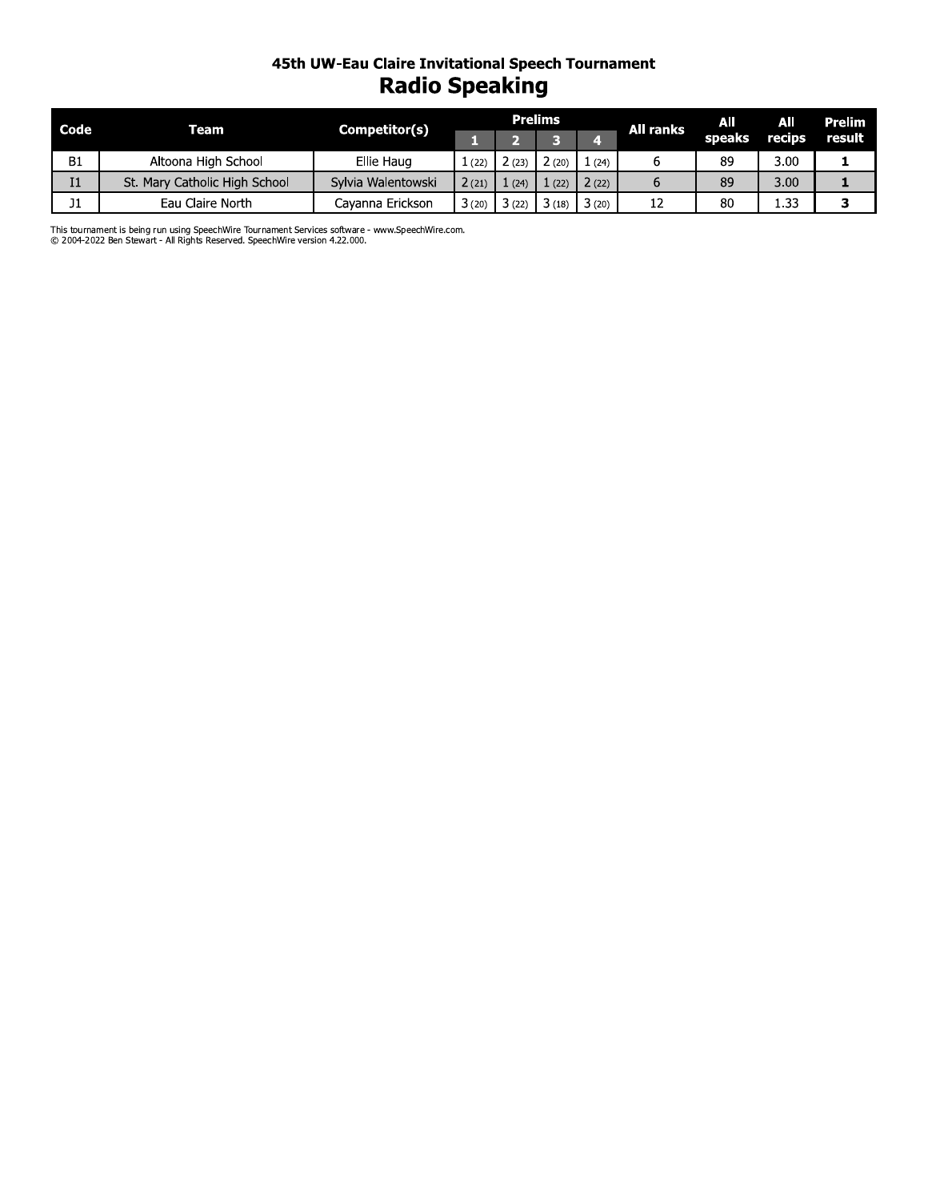## 45th UW-Eau Claire Invitational Speech Tournament

# Radio Speaking

| Code | Team | Competitor(s) | Prelims | | | | All ranks | All speaks | All recips | Prelim result |
|---|---|---|---|---|---|---|---|---|---|---|
| | | | 1 | 2 | 3 | 4 | | | | |
| B1 | Altoona High School | Ellie Haug | 1 (22) | 2 (23) | 2 (20) | 1 (24) | 6 | 89 | 3.00 | **1** |
| I1 | St. Mary Catholic High School | Sylvia Walentowski | 2 (21) | 1 (24) | 1 (22) | 2 (22) | 6 | 89 | 3.00 | **1** |
| J1 | Eau Claire North | Cayanna Erickson | 3 (20) | 3 (22) | 3 (18) | 3 (20) | 12 | 80 | 1.33 | **3** |

This tournament is being run using SpeechWire Tournament Services software - www.SpeechWire.com.
© 2004-2022 Ben Stewart - All Rights Reserved. SpeechWire version 4.22.000.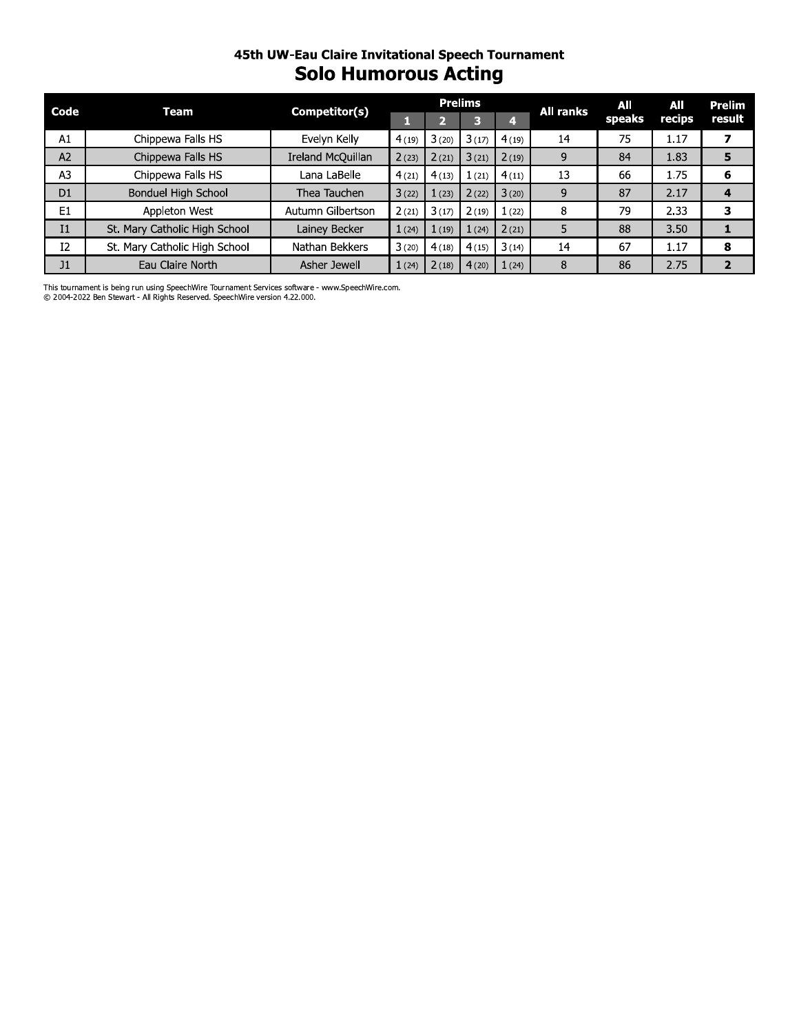## 45th UW-Eau Claire Invitational Speech Tournament

# Solo Humorous Acting

| Code | Team | Competitor(s) | Prelims | | | | All ranks | All speaks | All recips | Prelim result |
|---|---|---|---|---|---|---|---|---|---|---|
| | | | 1 | 2 | 3 | 4 | | | | |
| A1 | Chippewa Falls HS | Evelyn Kelly | 4 (19) | 3 (20) | 3 (17) | 4 (19) | 14 | 75 | 1.17 | **7** |
| A2 | Chippewa Falls HS | Ireland McQuillan | 2 (23) | 2 (21) | 3 (21) | 2 (19) | 9 | 84 | 1.83 | **5** |
| A3 | Chippewa Falls HS | Lana LaBelle | 4 (21) | 4 (13) | 1 (21) | 4 (11) | 13 | 66 | 1.75 | **6** |
| D1 | Bonduel High School | Thea Tauchen | 3 (22) | 1 (23) | 2 (22) | 3 (20) | 9 | 87 | 2.17 | **4** |
| E1 | Appleton West | Autumn Gilbertson | 2 (21) | 3 (17) | 2 (19) | 1 (22) | 8 | 79 | 2.33 | **3** |
| I1 | St. Mary Catholic High School | Lainey Becker | 1 (24) | 1 (19) | 1 (24) | 2 (21) | 5 | 88 | 3.50 | **1** |
| I2 | St. Mary Catholic High School | Nathan Bekkers | 3 (20) | 4 (18) | 4 (15) | 3 (14) | 14 | 67 | 1.17 | **8** |
| J1 | Eau Claire North | Asher Jewell | 1 (24) | 2 (18) | 4 (20) | 1 (24) | 8 | 86 | 2.75 | **2** |

This tournament is being run using SpeechWire Tournament Services software - www.SpeechWire.com.
© 2004-2022 Ben Stewart - All Rights Reserved. SpeechWire version 4.22.000.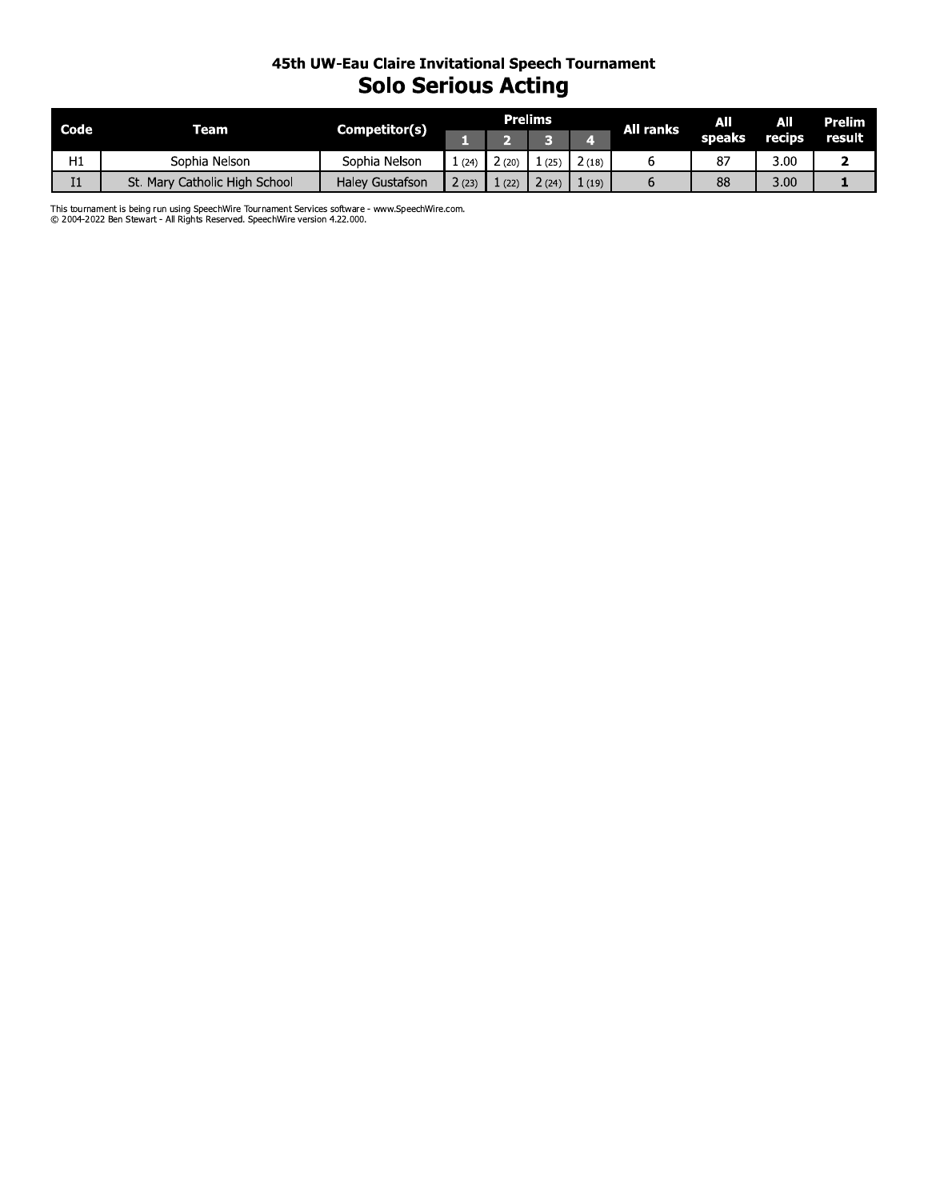### 45th UW-Eau Claire Invitational Speech Tournament

# Solo Serious Acting

| Code | Team | Competitor(s) | Prelims | | | | All ranks | All speaks | All recips | Prelim result |
|---|---|---|---|---|---|---|---|---|---|---|
| | | | 1 | 2 | 3 | 4 | | | | |
| H1 | Sophia Nelson | Sophia Nelson | 1 (24) | 2 (20) | 1 (25) | 2 (18) | 6 | 87 | 3.00 | **2** |
| I1 | St. Mary Catholic High School | Haley Gustafson | 2 (23) | 1 (22) | 2 (24) | 1 (19) | 6 | 88 | 3.00 | **1** |

This tournament is being run using SpeechWire Tournament Services software - www.SpeechWire.com.
© 2004-2022 Ben Stewart - All Rights Reserved. SpeechWire version 4.22.000.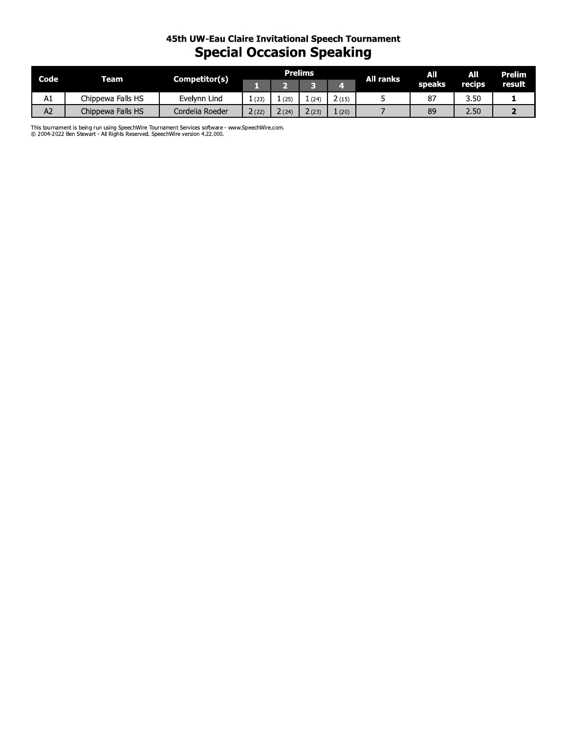### 45th UW-Eau Claire Invitational Speech Tournament

# Special Occasion Speaking

| Code | Team | Competitor(s) | Prelims | | | | All ranks | All speaks | All recips | Prelim result |
|---|---|---|---|---|---|---|---|---|---|---|
| | | | 1 | 2 | 3 | 4 | | | | |
| A1 | Chippewa Falls HS | Evelynn Lind | 1 (23) | 1 (25) | 1 (24) | 2 (15) | 5 | 87 | 3.50 | **1** |
| A2 | Chippewa Falls HS | Cordelia Roeder | 2 (22) | 2 (24) | 2 (23) | 1 (20) | 7 | 89 | 2.50 | **2** |

This tournament is being run using SpeechWire Tournament Services software - www.SpeechWire.com.
© 2004-2022 Ben Stewart - All Rights Reserved. SpeechWire version 4.22.000.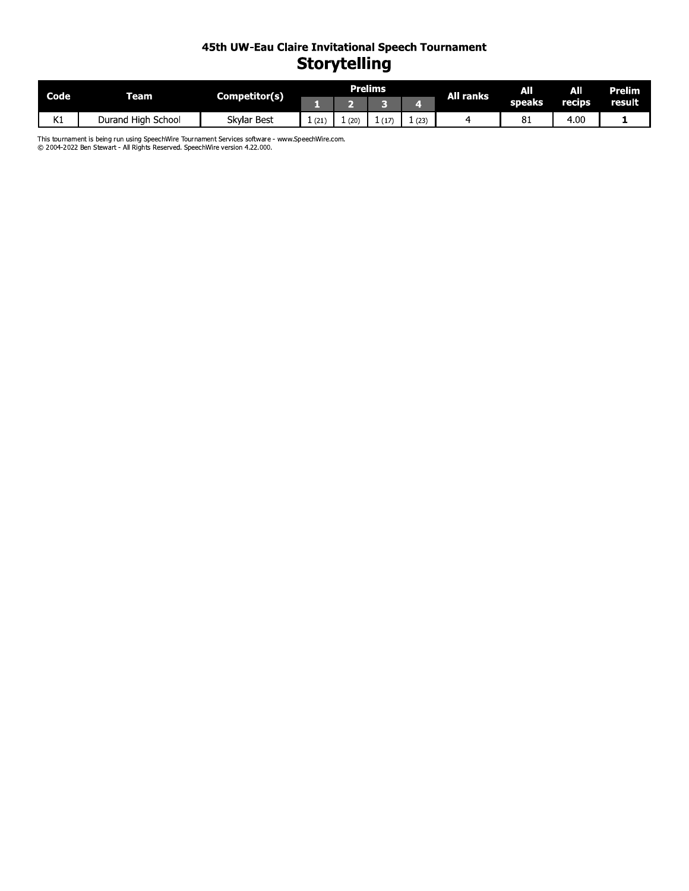### 45th UW-Eau Claire Invitational Speech Tournament

## Storytelling

| Code | Team | Competitor(s) | Prelims | | | | All ranks | All speaks | All recips | Prelim result |
|---|---|---|---|---|---|---|---|---|---|---|
| | | | 1 | 2 | 3 | 4 | | | | |
| K1 | Durand High School | Skylar Best | 1 (21) | 1 (20) | 1 (17) | 1 (23) | 4 | 81 | 4.00 | **1** |

This tournament is being run using SpeechWire Tournament Services software - www.SpeechWire.com.
© 2004-2022 Ben Stewart - All Rights Reserved. SpeechWire version 4.22.000.